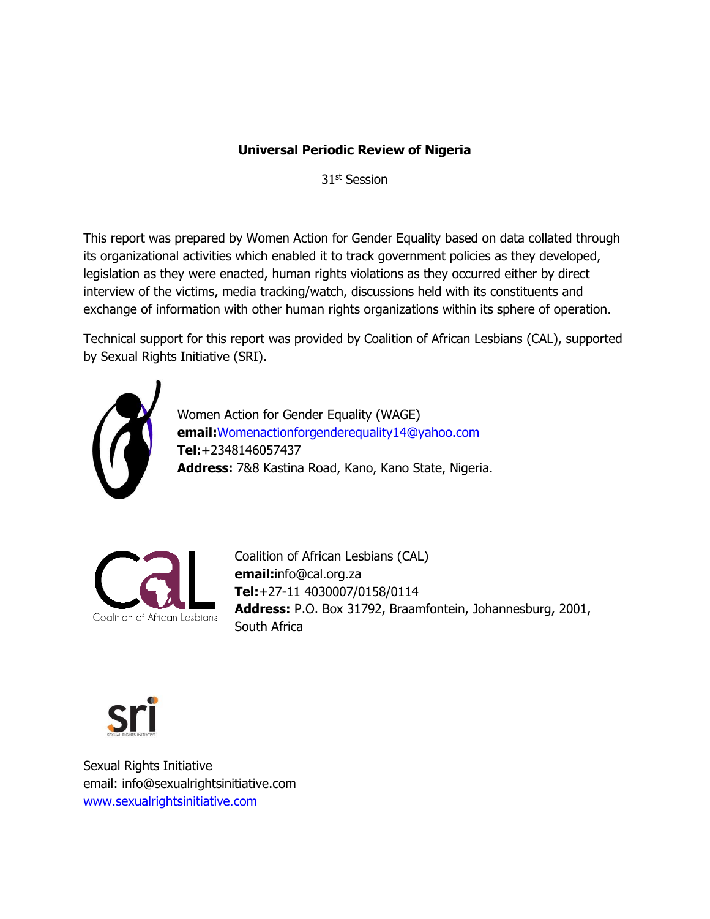**Universal Periodic Review of Nigeria**

31st Session

This report was prepared by Women Action for Gender Equality based on data collated through its organizational activities which enabled it to track government policies as they developed, legislation as they were enacted, human rights violations as they occurred either by direct interview of the victims, media tracking/watch, discussions held with its constituents and exchange of information with other human rights organizations within its sphere of operation.

Technical support for this report was provided by Coalition of African Lesbians (CAL), supported by Sexual Rights Initiative (SRI).

Women Action for Gender Equality (WAGE)
**email:**Womenactionforgenderequality14@yahoo.com
**Tel:**+2348146057437
**Address:** 7&8 Kastina Road, Kano, Kano State, Nigeria.

Coalition of African Lesbians (CAL)
**email:**info@cal.org.za
**Tel:**+27-11 4030007/0158/0114
**Address:** P.O. Box 31792, Braamfontein, Johannesburg, 2001, South Africa

Sexual Rights Initiative
email: info@sexualrightsinitiative.com
www.sexualrightsinitiative.com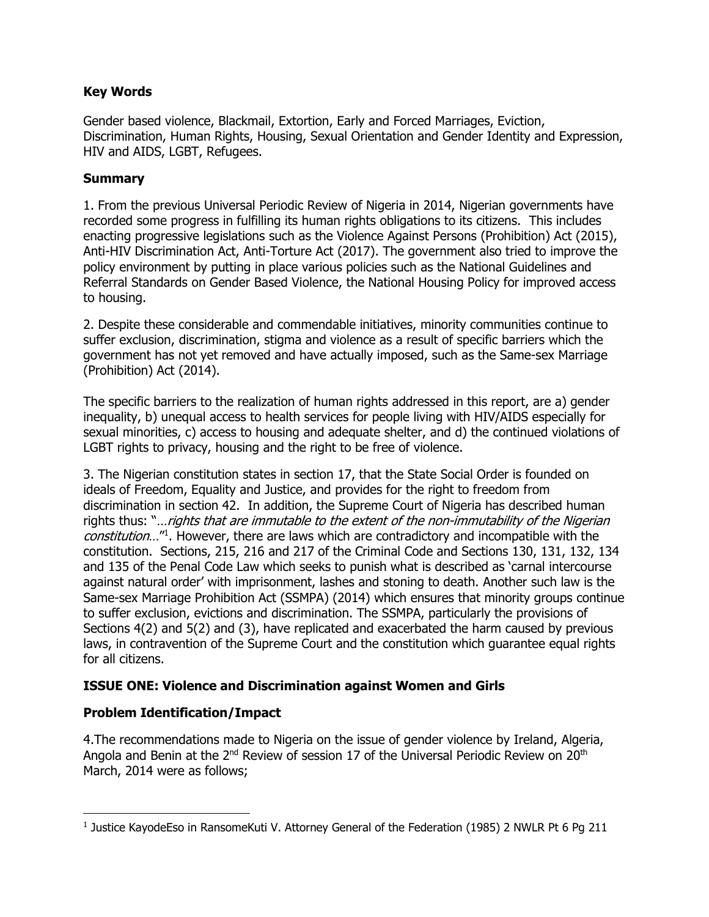**Key Words**

Gender based violence, Blackmail, Extortion, Early and Forced Marriages, Eviction, Discrimination, Human Rights, Housing, Sexual Orientation and Gender Identity and Expression, HIV and AIDS, LGBT, Refugees.

**Summary**

1. From the previous Universal Periodic Review of Nigeria in 2014, Nigerian governments have recorded some progress in fulfilling its human rights obligations to its citizens. This includes enacting progressive legislations such as the Violence Against Persons (Prohibition) Act (2015), Anti-HIV Discrimination Act, Anti-Torture Act (2017). The government also tried to improve the policy environment by putting in place various policies such as the National Guidelines and Referral Standards on Gender Based Violence, the National Housing Policy for improved access to housing.

2. Despite these considerable and commendable initiatives, minority communities continue to suffer exclusion, discrimination, stigma and violence as a result of specific barriers which the government has not yet removed and have actually imposed, such as the Same-sex Marriage (Prohibition) Act (2014).

The specific barriers to the realization of human rights addressed in this report, are a) gender inequality, b) unequal access to health services for people living with HIV/AIDS especially for sexual minorities, c) access to housing and adequate shelter, and d) the continued violations of LGBT rights to privacy, housing and the right to be free of violence.

3. The Nigerian constitution states in section 17, that the State Social Order is founded on ideals of Freedom, Equality and Justice, and provides for the right to freedom from discrimination in section 42. In addition, the Supreme Court of Nigeria has described human rights thus: "…*rights that are immutable to the extent of the non-immutability of the Nigerian constitution*…"[1]. However, there are laws which are contradictory and incompatible with the constitution. Sections, 215, 216 and 217 of the Criminal Code and Sections 130, 131, 132, 134 and 135 of the Penal Code Law which seeks to punish what is described as 'carnal intercourse against natural order' with imprisonment, lashes and stoning to death. Another such law is the Same-sex Marriage Prohibition Act (SSMPA) (2014) which ensures that minority groups continue to suffer exclusion, evictions and discrimination. The SSMPA, particularly the provisions of Sections 4(2) and 5(2) and (3), have replicated and exacerbated the harm caused by previous laws, in contravention of the Supreme Court and the constitution which guarantee equal rights for all citizens.

**ISSUE ONE: Violence and Discrimination against Women and Girls**

**Problem Identification/Impact**

4.The recommendations made to Nigeria on the issue of gender violence by Ireland, Algeria, Angola and Benin at the 2nd Review of session 17 of the Universal Periodic Review on 20th March, 2014 were as follows;

[1] Justice KayodeEso in RansomeKuti V. Attorney General of the Federation (1985) 2 NWLR Pt 6 Pg 211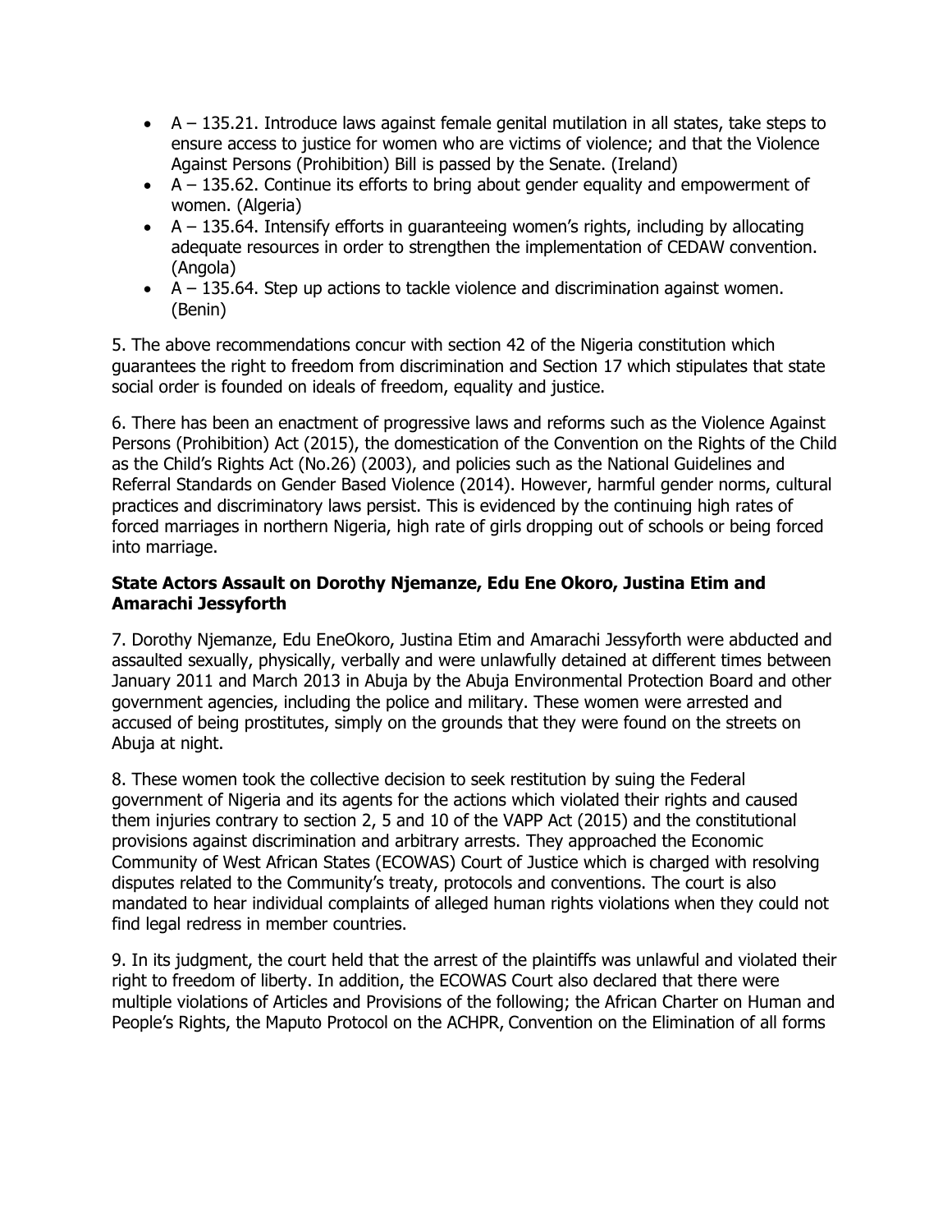- A – 135.21. Introduce laws against female genital mutilation in all states, take steps to ensure access to justice for women who are victims of violence; and that the Violence Against Persons (Prohibition) Bill is passed by the Senate. (Ireland)
- A – 135.62. Continue its efforts to bring about gender equality and empowerment of women. (Algeria)
- A – 135.64. Intensify efforts in guaranteeing women's rights, including by allocating adequate resources in order to strengthen the implementation of CEDAW convention. (Angola)
- A – 135.64. Step up actions to tackle violence and discrimination against women. (Benin)

5. The above recommendations concur with section 42 of the Nigeria constitution which guarantees the right to freedom from discrimination and Section 17 which stipulates that state social order is founded on ideals of freedom, equality and justice.

6. There has been an enactment of progressive laws and reforms such as the Violence Against Persons (Prohibition) Act (2015), the domestication of the Convention on the Rights of the Child as the Child's Rights Act (No.26) (2003), and policies such as the National Guidelines and Referral Standards on Gender Based Violence (2014). However, harmful gender norms, cultural practices and discriminatory laws persist. This is evidenced by the continuing high rates of forced marriages in northern Nigeria, high rate of girls dropping out of schools or being forced into marriage.

**State Actors Assault on Dorothy Njemanze, Edu Ene Okoro, Justina Etim and Amarachi Jessyforth**

7. Dorothy Njemanze, Edu EneOkoro, Justina Etim and Amarachi Jessyforth were abducted and assaulted sexually, physically, verbally and were unlawfully detained at different times between January 2011 and March 2013 in Abuja by the Abuja Environmental Protection Board and other government agencies, including the police and military. These women were arrested and accused of being prostitutes, simply on the grounds that they were found on the streets on Abuja at night.

8. These women took the collective decision to seek restitution by suing the Federal government of Nigeria and its agents for the actions which violated their rights and caused them injuries contrary to section 2, 5 and 10 of the VAPP Act (2015) and the constitutional provisions against discrimination and arbitrary arrests. They approached the Economic Community of West African States (ECOWAS) Court of Justice which is charged with resolving disputes related to the Community's treaty, protocols and conventions. The court is also mandated to hear individual complaints of alleged human rights violations when they could not find legal redress in member countries.

9. In its judgment, the court held that the arrest of the plaintiffs was unlawful and violated their right to freedom of liberty. In addition, the ECOWAS Court also declared that there were multiple violations of Articles and Provisions of the following; the African Charter on Human and People's Rights, the Maputo Protocol on the ACHPR, Convention on the Elimination of all forms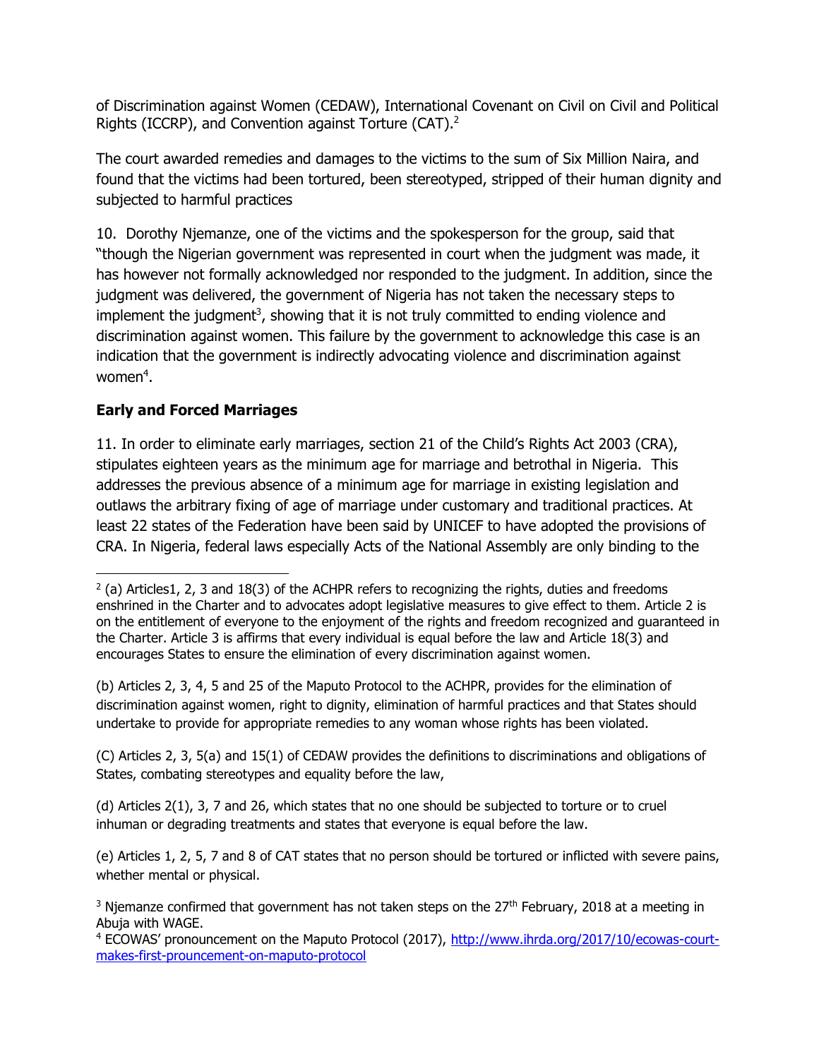of Discrimination against Women (CEDAW), International Covenant on Civil on Civil and Political Rights (ICCRP), and Convention against Torture (CAT).[2]

The court awarded remedies and damages to the victims to the sum of Six Million Naira, and found that the victims had been tortured, been stereotyped, stripped of their human dignity and subjected to harmful practices

10. Dorothy Njemanze, one of the victims and the spokesperson for the group, said that "though the Nigerian government was represented in court when the judgment was made, it has however not formally acknowledged nor responded to the judgment. In addition, since the judgment was delivered, the government of Nigeria has not taken the necessary steps to implement the judgment[3], showing that it is not truly committed to ending violence and discrimination against women. This failure by the government to acknowledge this case is an indication that the government is indirectly advocating violence and discrimination against women[4].

**Early and Forced Marriages**

11. In order to eliminate early marriages, section 21 of the Child's Rights Act 2003 (CRA), stipulates eighteen years as the minimum age for marriage and betrothal in Nigeria. This addresses the previous absence of a minimum age for marriage in existing legislation and outlaws the arbitrary fixing of age of marriage under customary and traditional practices. At least 22 states of the Federation have been said by UNICEF to have adopted the provisions of CRA. In Nigeria, federal laws especially Acts of the National Assembly are only binding to the

---

[2] (a) Articles1, 2, 3 and 18(3) of the ACHPR refers to recognizing the rights, duties and freedoms enshrined in the Charter and to advocates adopt legislative measures to give effect to them. Article 2 is on the entitlement of everyone to the enjoyment of the rights and freedom recognized and guaranteed in the Charter. Article 3 is affirms that every individual is equal before the law and Article 18(3) and encourages States to ensure the elimination of every discrimination against women.

(b) Articles 2, 3, 4, 5 and 25 of the Maputo Protocol to the ACHPR, provides for the elimination of discrimination against women, right to dignity, elimination of harmful practices and that States should undertake to provide for appropriate remedies to any woman whose rights has been violated.

(C) Articles 2, 3, 5(a) and 15(1) of CEDAW provides the definitions to discriminations and obligations of States, combating stereotypes and equality before the law,

(d) Articles 2(1), 3, 7 and 26, which states that no one should be subjected to torture or to cruel inhuman or degrading treatments and states that everyone is equal before the law.

(e) Articles 1, 2, 5, 7 and 8 of CAT states that no person should be tortured or inflicted with severe pains, whether mental or physical.

[3] Njemanze confirmed that government has not taken steps on the 27th February, 2018 at a meeting in Abuja with WAGE.

[4] ECOWAS' pronouncement on the Maputo Protocol (2017), http://www.ihrda.org/2017/10/ecowas-court-makes-first-prouncement-on-maputo-protocol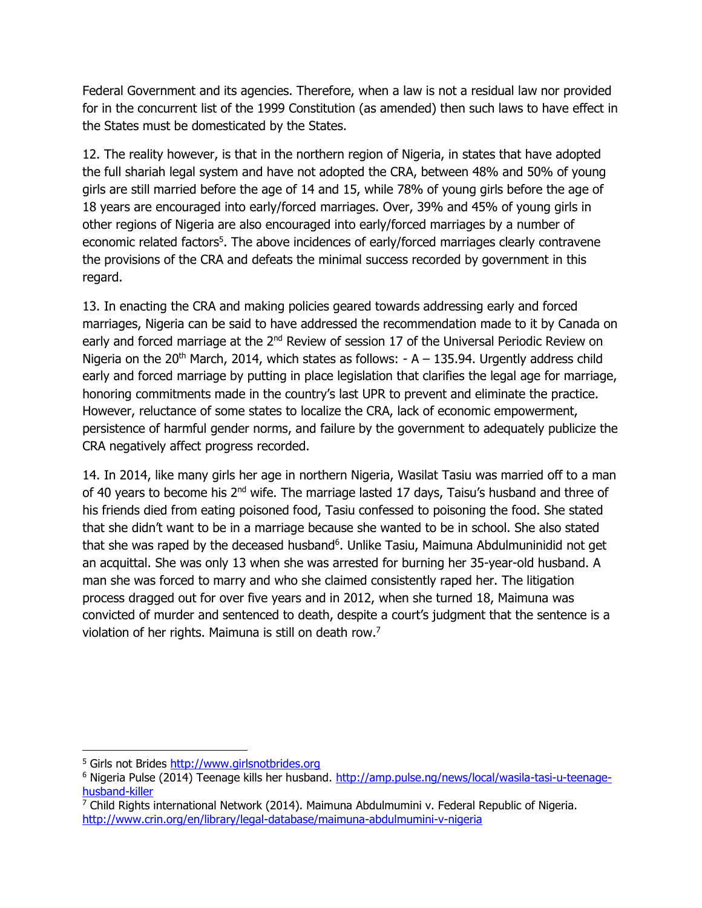Federal Government and its agencies. Therefore, when a law is not a residual law nor provided for in the concurrent list of the 1999 Constitution (as amended) then such laws to have effect in the States must be domesticated by the States.

12. The reality however, is that in the northern region of Nigeria, in states that have adopted the full shariah legal system and have not adopted the CRA, between 48% and 50% of young girls are still married before the age of 14 and 15, while 78% of young girls before the age of 18 years are encouraged into early/forced marriages. Over, 39% and 45% of young girls in other regions of Nigeria are also encouraged into early/forced marriages by a number of economic related factors[5]. The above incidences of early/forced marriages clearly contravene the provisions of the CRA and defeats the minimal success recorded by government in this regard.

13. In enacting the CRA and making policies geared towards addressing early and forced marriages, Nigeria can be said to have addressed the recommendation made to it by Canada on early and forced marriage at the 2nd Review of session 17 of the Universal Periodic Review on Nigeria on the 20th March, 2014, which states as follows: - A – 135.94. Urgently address child early and forced marriage by putting in place legislation that clarifies the legal age for marriage, honoring commitments made in the country's last UPR to prevent and eliminate the practice. However, reluctance of some states to localize the CRA, lack of economic empowerment, persistence of harmful gender norms, and failure by the government to adequately publicize the CRA negatively affect progress recorded.

14. In 2014, like many girls her age in northern Nigeria, Wasilat Tasiu was married off to a man of 40 years to become his 2nd wife. The marriage lasted 17 days, Taisu's husband and three of his friends died from eating poisoned food, Tasiu confessed to poisoning the food. She stated that she didn't want to be in a marriage because she wanted to be in school. She also stated that she was raped by the deceased husband[6]. Unlike Tasiu, Maimuna Abdulmuninidid not get an acquittal. She was only 13 when she was arrested for burning her 35-year-old husband. A man she was forced to marry and who she claimed consistently raped her. The litigation process dragged out for over five years and in 2012, when she turned 18, Maimuna was convicted of murder and sentenced to death, despite a court's judgment that the sentence is a violation of her rights. Maimuna is still on death row.[7]

---

[5] Girls not Brides http://www.girlsnotbrides.org

[6] Nigeria Pulse (2014) Teenage kills her husband. http://amp.pulse.ng/news/local/wasila-tasi-u-teenage-husband-killer

[7] Child Rights international Network (2014). Maimuna Abdulmumini v. Federal Republic of Nigeria. http://www.crin.org/en/library/legal-database/maimuna-abdulmumini-v-nigeria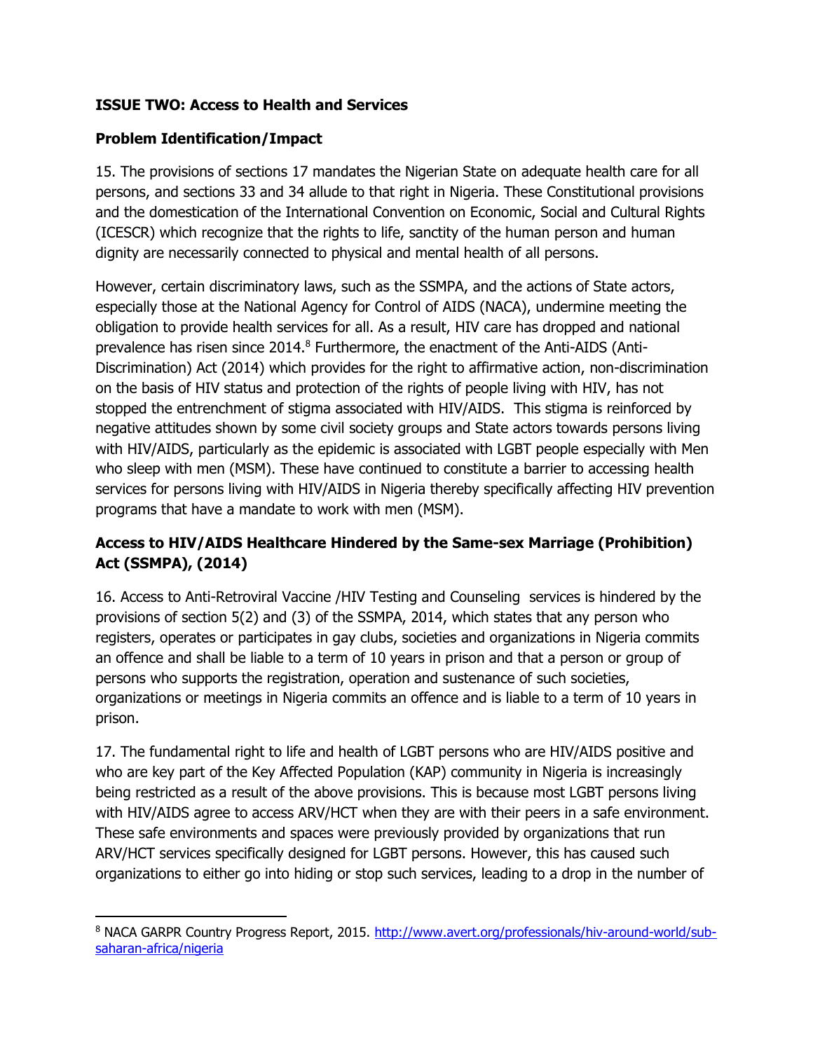**ISSUE TWO: Access to Health and Services**

**Problem Identification/Impact**

15. The provisions of sections 17 mandates the Nigerian State on adequate health care for all persons, and sections 33 and 34 allude to that right in Nigeria. These Constitutional provisions and the domestication of the International Convention on Economic, Social and Cultural Rights (ICESCR) which recognize that the rights to life, sanctity of the human person and human dignity are necessarily connected to physical and mental health of all persons.

However, certain discriminatory laws, such as the SSMPA, and the actions of State actors, especially those at the National Agency for Control of AIDS (NACA), undermine meeting the obligation to provide health services for all. As a result, HIV care has dropped and national prevalence has risen since 2014.[8] Furthermore, the enactment of the Anti-AIDS (Anti-Discrimination) Act (2014) which provides for the right to affirmative action, non-discrimination on the basis of HIV status and protection of the rights of people living with HIV, has not stopped the entrenchment of stigma associated with HIV/AIDS. This stigma is reinforced by negative attitudes shown by some civil society groups and State actors towards persons living with HIV/AIDS, particularly as the epidemic is associated with LGBT people especially with Men who sleep with men (MSM). These have continued to constitute a barrier to accessing health services for persons living with HIV/AIDS in Nigeria thereby specifically affecting HIV prevention programs that have a mandate to work with men (MSM).

**Access to HIV/AIDS Healthcare Hindered by the Same-sex Marriage (Prohibition) Act (SSMPA), (2014)**

16. Access to Anti-Retroviral Vaccine /HIV Testing and Counseling services is hindered by the provisions of section 5(2) and (3) of the SSMPA, 2014, which states that any person who registers, operates or participates in gay clubs, societies and organizations in Nigeria commits an offence and shall be liable to a term of 10 years in prison and that a person or group of persons who supports the registration, operation and sustenance of such societies, organizations or meetings in Nigeria commits an offence and is liable to a term of 10 years in prison.

17. The fundamental right to life and health of LGBT persons who are HIV/AIDS positive and who are key part of the Key Affected Population (KAP) community in Nigeria is increasingly being restricted as a result of the above provisions. This is because most LGBT persons living with HIV/AIDS agree to access ARV/HCT when they are with their peers in a safe environment. These safe environments and spaces were previously provided by organizations that run ARV/HCT services specifically designed for LGBT persons. However, this has caused such organizations to either go into hiding or stop such services, leading to a drop in the number of

---

[8] NACA GARPR Country Progress Report, 2015. http://www.avert.org/professionals/hiv-around-world/sub-saharan-africa/nigeria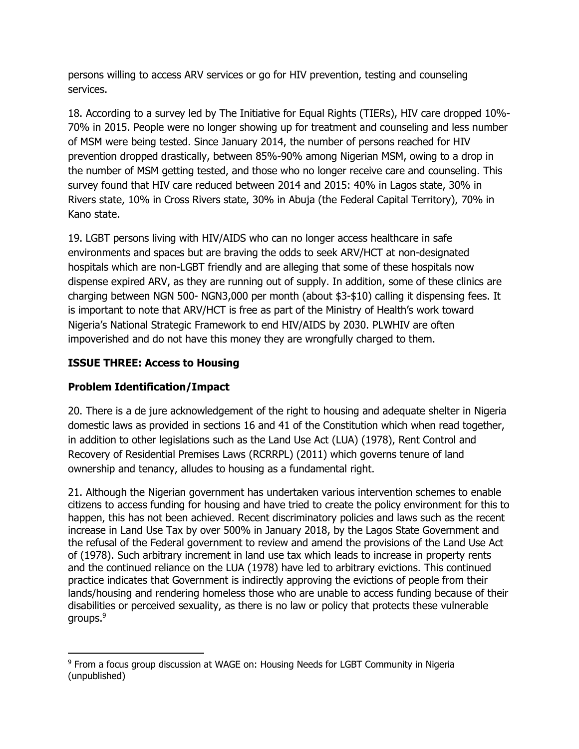persons willing to access ARV services or go for HIV prevention, testing and counseling services.

18. According to a survey led by The Initiative for Equal Rights (TIERs), HIV care dropped 10%-70% in 2015. People were no longer showing up for treatment and counseling and less number of MSM were being tested. Since January 2014, the number of persons reached for HIV prevention dropped drastically, between 85%-90% among Nigerian MSM, owing to a drop in the number of MSM getting tested, and those who no longer receive care and counseling. This survey found that HIV care reduced between 2014 and 2015: 40% in Lagos state, 30% in Rivers state, 10% in Cross Rivers state, 30% in Abuja (the Federal Capital Territory), 70% in Kano state.

19. LGBT persons living with HIV/AIDS who can no longer access healthcare in safe environments and spaces but are braving the odds to seek ARV/HCT at non-designated hospitals which are non-LGBT friendly and are alleging that some of these hospitals now dispense expired ARV, as they are running out of supply. In addition, some of these clinics are charging between NGN 500- NGN3,000 per month (about $3-$10) calling it dispensing fees. It is important to note that ARV/HCT is free as part of the Ministry of Health's work toward Nigeria's National Strategic Framework to end HIV/AIDS by 2030. PLWHIV are often impoverished and do not have this money they are wrongfully charged to them.

**ISSUE THREE: Access to Housing**

**Problem Identification/Impact**

20. There is a de jure acknowledgement of the right to housing and adequate shelter in Nigeria domestic laws as provided in sections 16 and 41 of the Constitution which when read together, in addition to other legislations such as the Land Use Act (LUA) (1978), Rent Control and Recovery of Residential Premises Laws (RCRRPL) (2011) which governs tenure of land ownership and tenancy, alludes to housing as a fundamental right.

21. Although the Nigerian government has undertaken various intervention schemes to enable citizens to access funding for housing and have tried to create the policy environment for this to happen, this has not been achieved. Recent discriminatory policies and laws such as the recent increase in Land Use Tax by over 500% in January 2018, by the Lagos State Government and the refusal of the Federal government to review and amend the provisions of the Land Use Act of (1978). Such arbitrary increment in land use tax which leads to increase in property rents and the continued reliance on the LUA (1978) have led to arbitrary evictions. This continued practice indicates that Government is indirectly approving the evictions of people from their lands/housing and rendering homeless those who are unable to access funding because of their disabilities or perceived sexuality, as there is no law or policy that protects these vulnerable groups.[9]

[9] From a focus group discussion at WAGE on: Housing Needs for LGBT Community in Nigeria (unpublished)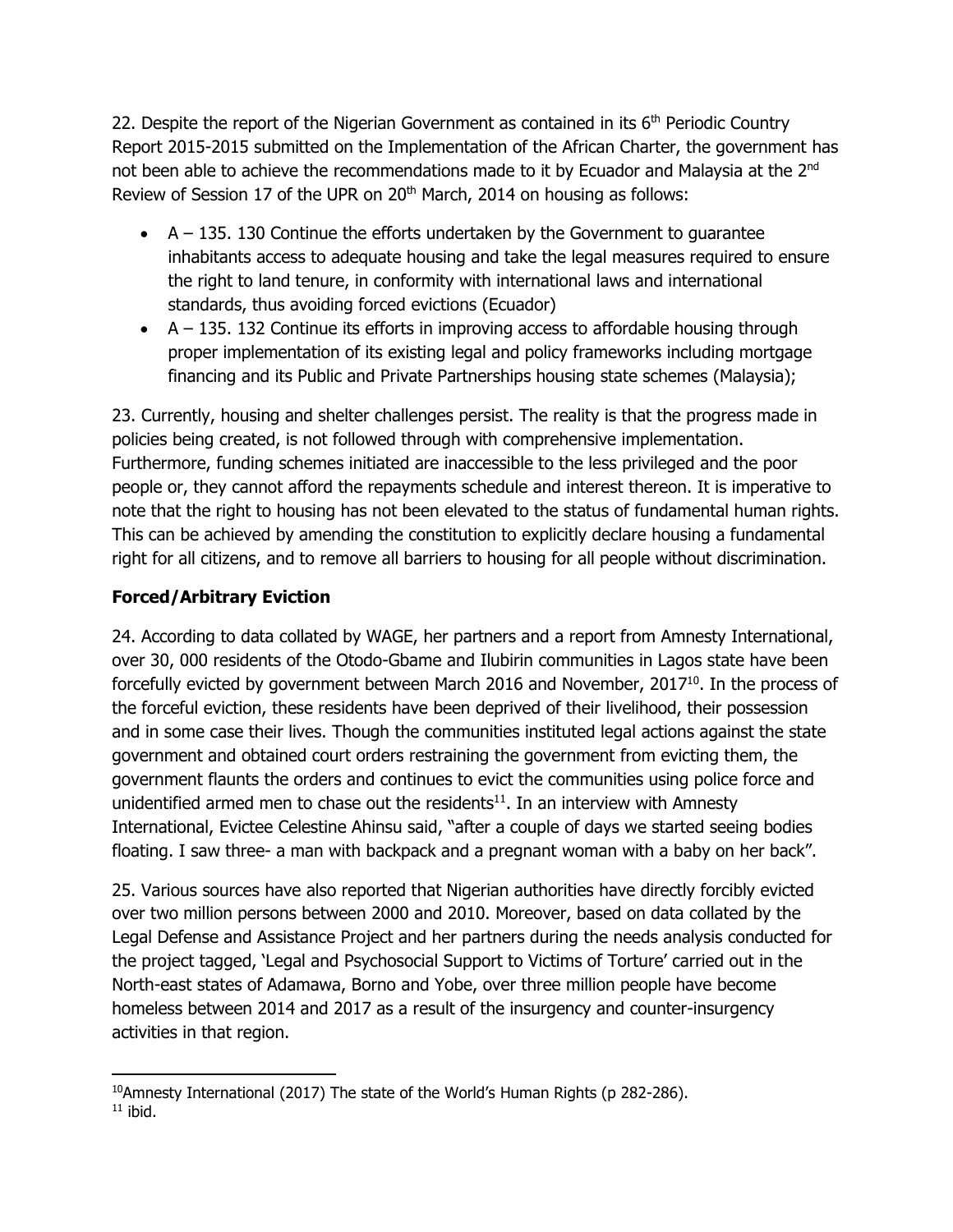22. Despite the report of the Nigerian Government as contained in its 6th Periodic Country Report 2015-2015 submitted on the Implementation of the African Charter, the government has not been able to achieve the recommendations made to it by Ecuador and Malaysia at the 2nd Review of Session 17 of the UPR on 20th March, 2014 on housing as follows:

- A – 135. 130 Continue the efforts undertaken by the Government to guarantee inhabitants access to adequate housing and take the legal measures required to ensure the right to land tenure, in conformity with international laws and international standards, thus avoiding forced evictions (Ecuador)
- A – 135. 132 Continue its efforts in improving access to affordable housing through proper implementation of its existing legal and policy frameworks including mortgage financing and its Public and Private Partnerships housing state schemes (Malaysia);

23. Currently, housing and shelter challenges persist. The reality is that the progress made in policies being created, is not followed through with comprehensive implementation. Furthermore, funding schemes initiated are inaccessible to the less privileged and the poor people or, they cannot afford the repayments schedule and interest thereon. It is imperative to note that the right to housing has not been elevated to the status of fundamental human rights. This can be achieved by amending the constitution to explicitly declare housing a fundamental right for all citizens, and to remove all barriers to housing for all people without discrimination.

**Forced/Arbitrary Eviction**

24. According to data collated by WAGE, her partners and a report from Amnesty International, over 30, 000 residents of the Otodo-Gbame and Ilubirin communities in Lagos state have been forcefully evicted by government between March 2016 and November, 2017[10]. In the process of the forceful eviction, these residents have been deprived of their livelihood, their possession and in some case their lives. Though the communities instituted legal actions against the state government and obtained court orders restraining the government from evicting them, the government flaunts the orders and continues to evict the communities using police force and unidentified armed men to chase out the residents[11]. In an interview with Amnesty International, Evictee Celestine Ahinsu said, "after a couple of days we started seeing bodies floating. I saw three- a man with backpack and a pregnant woman with a baby on her back".

25. Various sources have also reported that Nigerian authorities have directly forcibly evicted over two million persons between 2000 and 2010. Moreover, based on data collated by the Legal Defense and Assistance Project and her partners during the needs analysis conducted for the project tagged, 'Legal and Psychosocial Support to Victims of Torture' carried out in the North-east states of Adamawa, Borno and Yobe, over three million people have become homeless between 2014 and 2017 as a result of the insurgency and counter-insurgency activities in that region.

---

[10]Amnesty International (2017) The state of the World's Human Rights (p 282-286).
[11] ibid.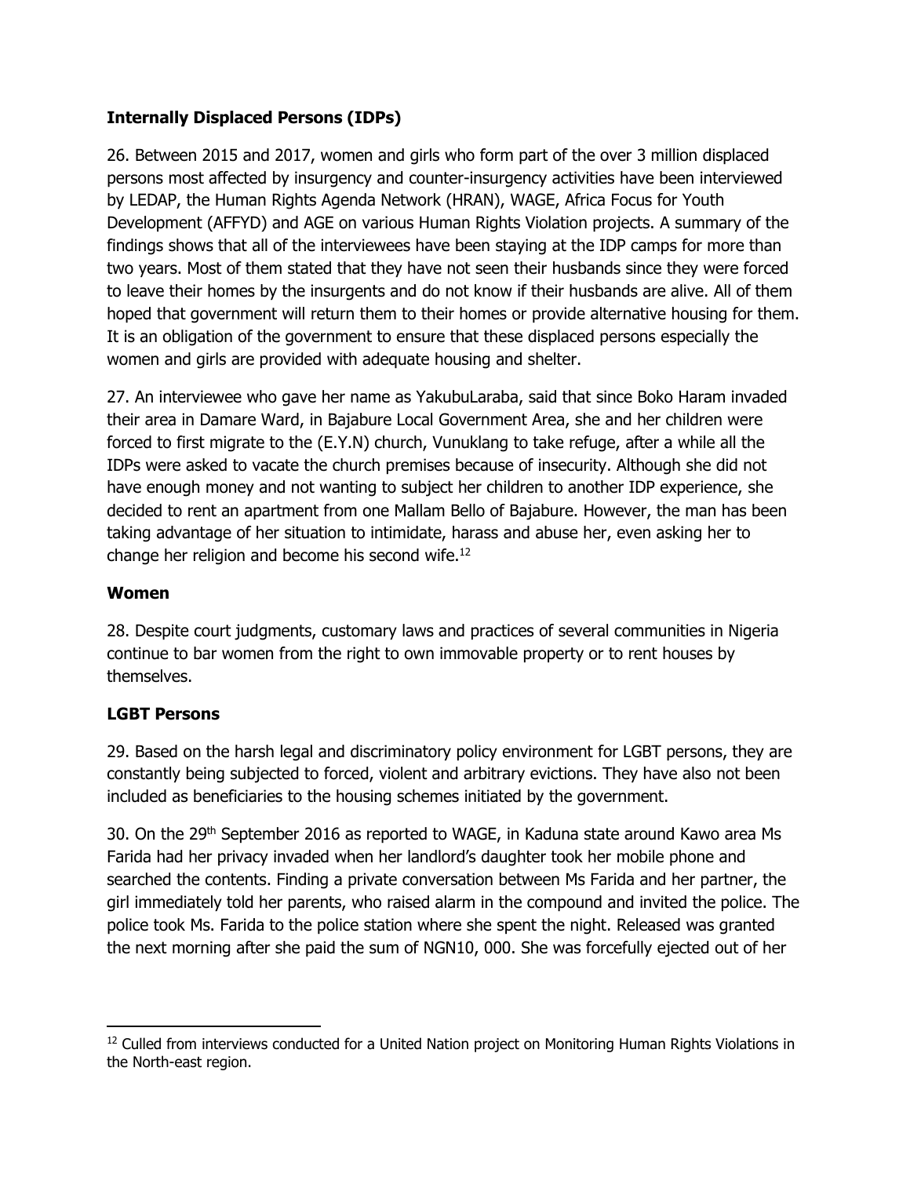**Internally Displaced Persons (IDPs)**

26. Between 2015 and 2017, women and girls who form part of the over 3 million displaced persons most affected by insurgency and counter-insurgency activities have been interviewed by LEDAP, the Human Rights Agenda Network (HRAN), WAGE, Africa Focus for Youth Development (AFFYD) and AGE on various Human Rights Violation projects. A summary of the findings shows that all of the interviewees have been staying at the IDP camps for more than two years. Most of them stated that they have not seen their husbands since they were forced to leave their homes by the insurgents and do not know if their husbands are alive. All of them hoped that government will return them to their homes or provide alternative housing for them. It is an obligation of the government to ensure that these displaced persons especially the women and girls are provided with adequate housing and shelter.

27. An interviewee who gave her name as YakubuLaraba, said that since Boko Haram invaded their area in Damare Ward, in Bajabure Local Government Area, she and her children were forced to first migrate to the (E.Y.N) church, Vunuklang to take refuge, after a while all the IDPs were asked to vacate the church premises because of insecurity. Although she did not have enough money and not wanting to subject her children to another IDP experience, she decided to rent an apartment from one Mallam Bello of Bajabure. However, the man has been taking advantage of her situation to intimidate, harass and abuse her, even asking her to change her religion and become his second wife.[12]

**Women**

28. Despite court judgments, customary laws and practices of several communities in Nigeria continue to bar women from the right to own immovable property or to rent houses by themselves.

**LGBT Persons**

29. Based on the harsh legal and discriminatory policy environment for LGBT persons, they are constantly being subjected to forced, violent and arbitrary evictions. They have also not been included as beneficiaries to the housing schemes initiated by the government.

30. On the 29th September 2016 as reported to WAGE, in Kaduna state around Kawo area Ms Farida had her privacy invaded when her landlord's daughter took her mobile phone and searched the contents. Finding a private conversation between Ms Farida and her partner, the girl immediately told her parents, who raised alarm in the compound and invited the police. The police took Ms. Farida to the police station where she spent the night. Released was granted the next morning after she paid the sum of NGN10, 000. She was forcefully ejected out of her

---

[12] Culled from interviews conducted for a United Nation project on Monitoring Human Rights Violations in the North-east region.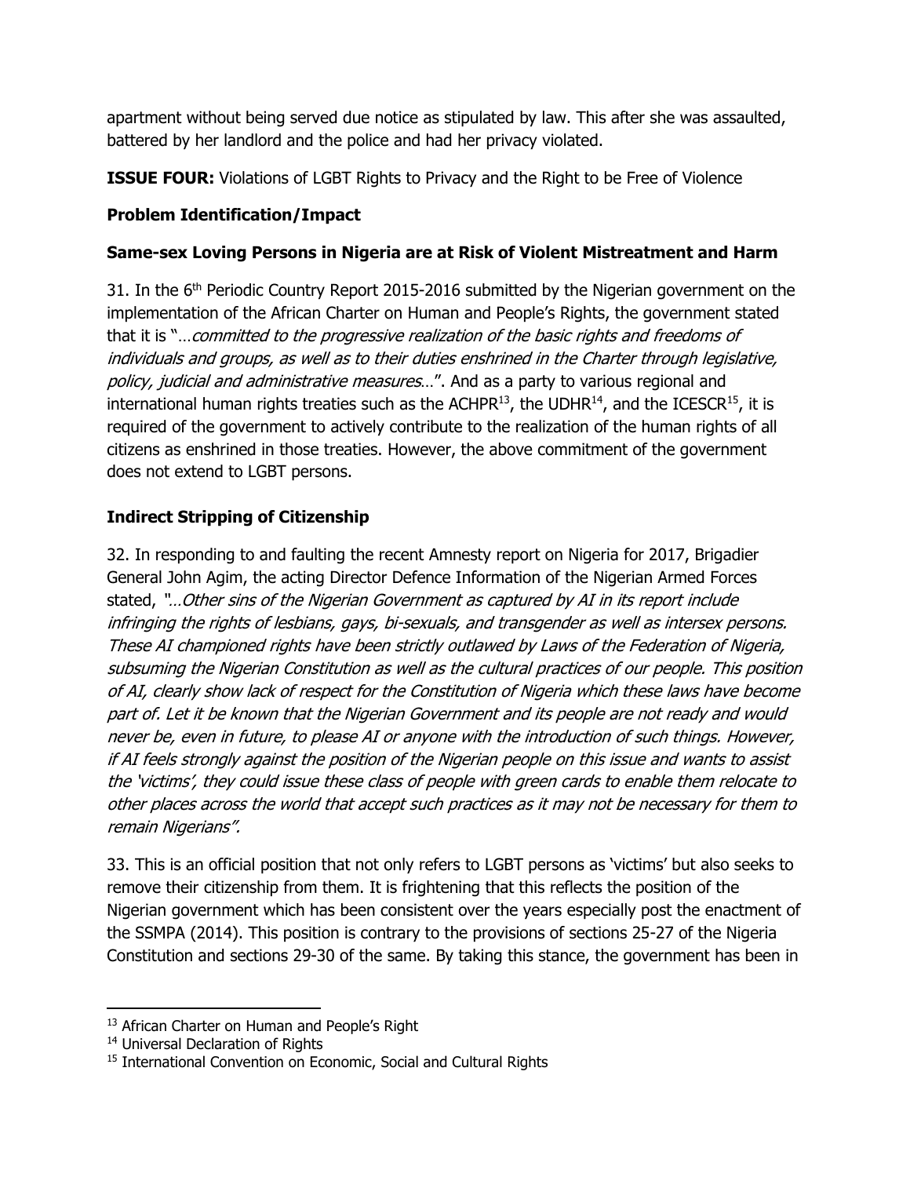apartment without being served due notice as stipulated by law. This after she was assaulted, battered by her landlord and the police and had her privacy violated.

**ISSUE FOUR:** Violations of LGBT Rights to Privacy and the Right to be Free of Violence

### Problem Identification/Impact

### Same-sex Loving Persons in Nigeria are at Risk of Violent Mistreatment and Harm

31. In the 6th Periodic Country Report 2015-2016 submitted by the Nigerian government on the implementation of the African Charter on Human and People's Rights, the government stated that it is "…*committed to the progressive realization of the basic rights and freedoms of individuals and groups, as well as to their duties enshrined in the Charter through legislative, policy, judicial and administrative measures*…". And as a party to various regional and international human rights treaties such as the ACHPR[13], the UDHR[14], and the ICESCR[15], it is required of the government to actively contribute to the realization of the human rights of all citizens as enshrined in those treaties. However, the above commitment of the government does not extend to LGBT persons.

### Indirect Stripping of Citizenship

32. In responding to and faulting the recent Amnesty report on Nigeria for 2017, Brigadier General John Agim, the acting Director Defence Information of the Nigerian Armed Forces stated, *"…Other sins of the Nigerian Government as captured by AI in its report include infringing the rights of lesbians, gays, bi-sexuals, and transgender as well as intersex persons. These AI championed rights have been strictly outlawed by Laws of the Federation of Nigeria, subsuming the Nigerian Constitution as well as the cultural practices of our people. This position of AI, clearly show lack of respect for the Constitution of Nigeria which these laws have become part of. Let it be known that the Nigerian Government and its people are not ready and would never be, even in future, to please AI or anyone with the introduction of such things. However, if AI feels strongly against the position of the Nigerian people on this issue and wants to assist the 'victims', they could issue these class of people with green cards to enable them relocate to other places across the world that accept such practices as it may not be necessary for them to remain Nigerians".*

33. This is an official position that not only refers to LGBT persons as 'victims' but also seeks to remove their citizenship from them. It is frightening that this reflects the position of the Nigerian government which has been consistent over the years especially post the enactment of the SSMPA (2014). This position is contrary to the provisions of sections 25-27 of the Nigeria Constitution and sections 29-30 of the same. By taking this stance, the government has been in

---

[13] African Charter on Human and People's Right

[14] Universal Declaration of Rights

[15] International Convention on Economic, Social and Cultural Rights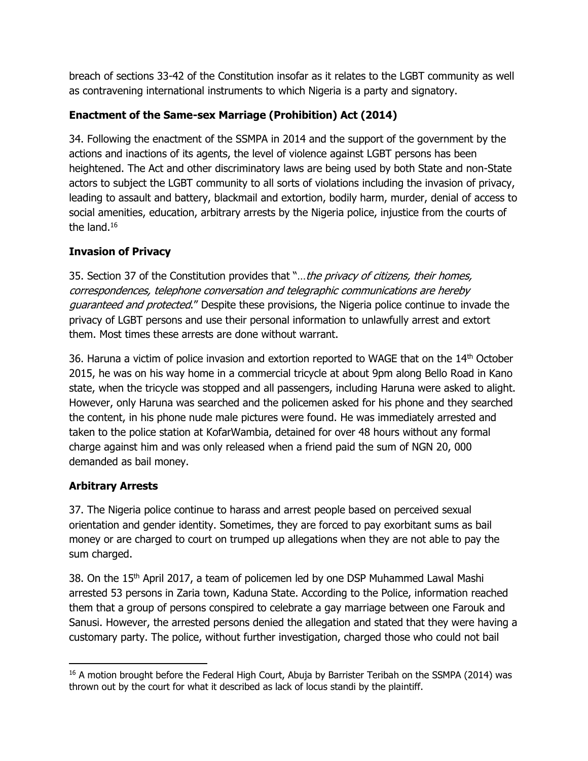breach of sections 33-42 of the Constitution insofar as it relates to the LGBT community as well as contravening international instruments to which Nigeria is a party and signatory.

**Enactment of the Same-sex Marriage (Prohibition) Act (2014)**

34. Following the enactment of the SSMPA in 2014 and the support of the government by the actions and inactions of its agents, the level of violence against LGBT persons has been heightened. The Act and other discriminatory laws are being used by both State and non-State actors to subject the LGBT community to all sorts of violations including the invasion of privacy, leading to assault and battery, blackmail and extortion, bodily harm, murder, denial of access to social amenities, education, arbitrary arrests by the Nigeria police, injustice from the courts of the land.[16]

**Invasion of Privacy**

35. Section 37 of the Constitution provides that "*…the privacy of citizens, their homes, correspondences, telephone conversation and telegraphic communications are hereby guaranteed and protected*." Despite these provisions, the Nigeria police continue to invade the privacy of LGBT persons and use their personal information to unlawfully arrest and extort them. Most times these arrests are done without warrant.

36. Haruna a victim of police invasion and extortion reported to WAGE that on the 14th October 2015, he was on his way home in a commercial tricycle at about 9pm along Bello Road in Kano state, when the tricycle was stopped and all passengers, including Haruna were asked to alight. However, only Haruna was searched and the policemen asked for his phone and they searched the content, in his phone nude male pictures were found. He was immediately arrested and taken to the police station at KofarWambia, detained for over 48 hours without any formal charge against him and was only released when a friend paid the sum of NGN 20, 000 demanded as bail money.

**Arbitrary Arrests**

37. The Nigeria police continue to harass and arrest people based on perceived sexual orientation and gender identity. Sometimes, they are forced to pay exorbitant sums as bail money or are charged to court on trumped up allegations when they are not able to pay the sum charged.

38. On the 15th April 2017, a team of policemen led by one DSP Muhammed Lawal Mashi arrested 53 persons in Zaria town, Kaduna State. According to the Police, information reached them that a group of persons conspired to celebrate a gay marriage between one Farouk and Sanusi. However, the arrested persons denied the allegation and stated that they were having a customary party. The police, without further investigation, charged those who could not bail

---

[16] A motion brought before the Federal High Court, Abuja by Barrister Teribah on the SSMPA (2014) was thrown out by the court for what it described as lack of locus standi by the plaintiff.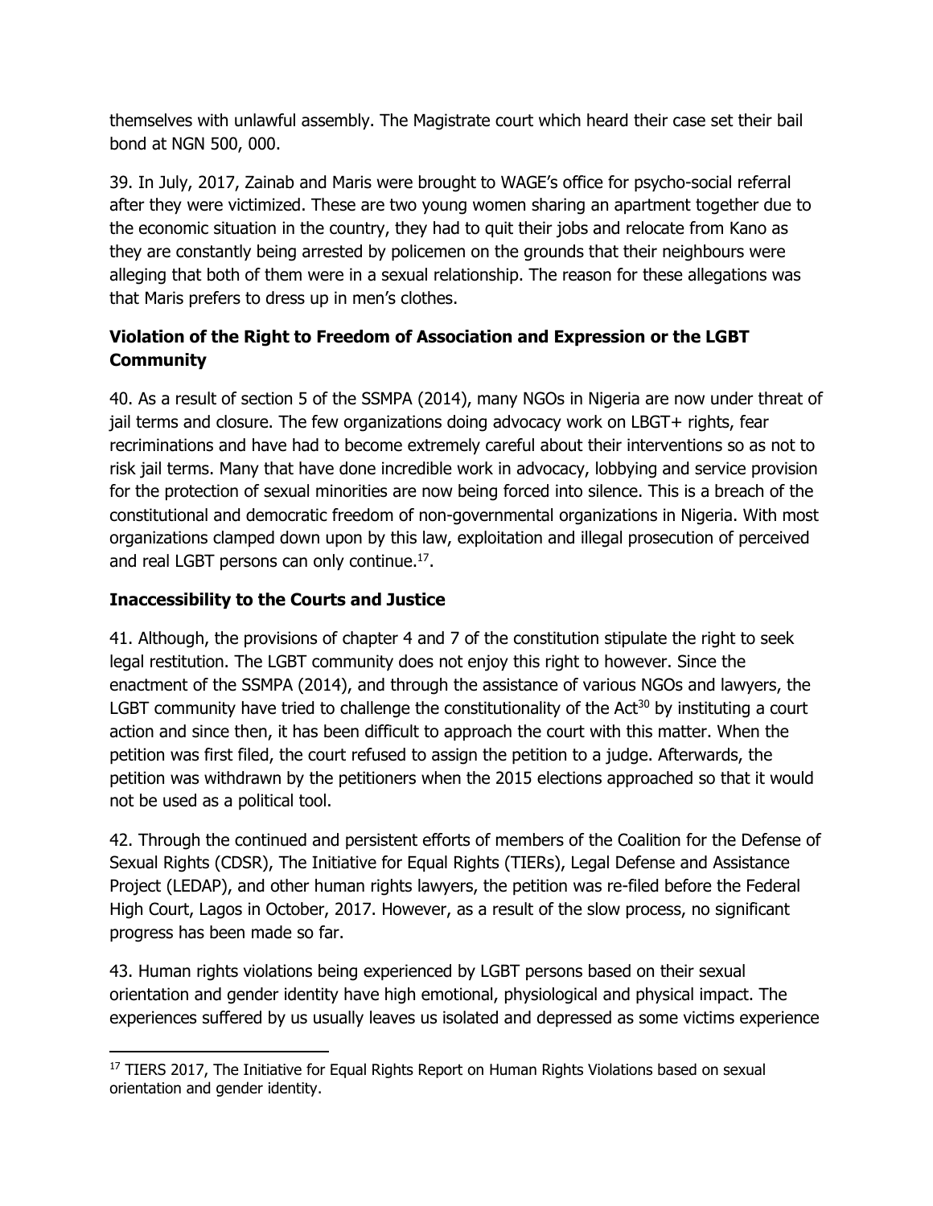themselves with unlawful assembly. The Magistrate court which heard their case set their bail bond at NGN 500, 000.

39. In July, 2017, Zainab and Maris were brought to WAGE's office for psycho-social referral after they were victimized. These are two young women sharing an apartment together due to the economic situation in the country, they had to quit their jobs and relocate from Kano as they are constantly being arrested by policemen on the grounds that their neighbours were alleging that both of them were in a sexual relationship. The reason for these allegations was that Maris prefers to dress up in men's clothes.

### Violation of the Right to Freedom of Association and Expression or the LGBT Community

40. As a result of section 5 of the SSMPA (2014), many NGOs in Nigeria are now under threat of jail terms and closure. The few organizations doing advocacy work on LBGT+ rights, fear recriminations and have had to become extremely careful about their interventions so as not to risk jail terms. Many that have done incredible work in advocacy, lobbying and service provision for the protection of sexual minorities are now being forced into silence. This is a breach of the constitutional and democratic freedom of non-governmental organizations in Nigeria. With most organizations clamped down upon by this law, exploitation and illegal prosecution of perceived and real LGBT persons can only continue.[17].

### Inaccessibility to the Courts and Justice

41. Although, the provisions of chapter 4 and 7 of the constitution stipulate the right to seek legal restitution. The LGBT community does not enjoy this right to however. Since the enactment of the SSMPA (2014), and through the assistance of various NGOs and lawyers, the LGBT community have tried to challenge the constitutionality of the Act[30] by instituting a court action and since then, it has been difficult to approach the court with this matter. When the petition was first filed, the court refused to assign the petition to a judge. Afterwards, the petition was withdrawn by the petitioners when the 2015 elections approached so that it would not be used as a political tool.

42. Through the continued and persistent efforts of members of the Coalition for the Defense of Sexual Rights (CDSR), The Initiative for Equal Rights (TIERs), Legal Defense and Assistance Project (LEDAP), and other human rights lawyers, the petition was re-filed before the Federal High Court, Lagos in October, 2017. However, as a result of the slow process, no significant progress has been made so far.

43. Human rights violations being experienced by LGBT persons based on their sexual orientation and gender identity have high emotional, physiological and physical impact. The experiences suffered by us usually leaves us isolated and depressed as some victims experience

---

[17] TIERS 2017, The Initiative for Equal Rights Report on Human Rights Violations based on sexual orientation and gender identity.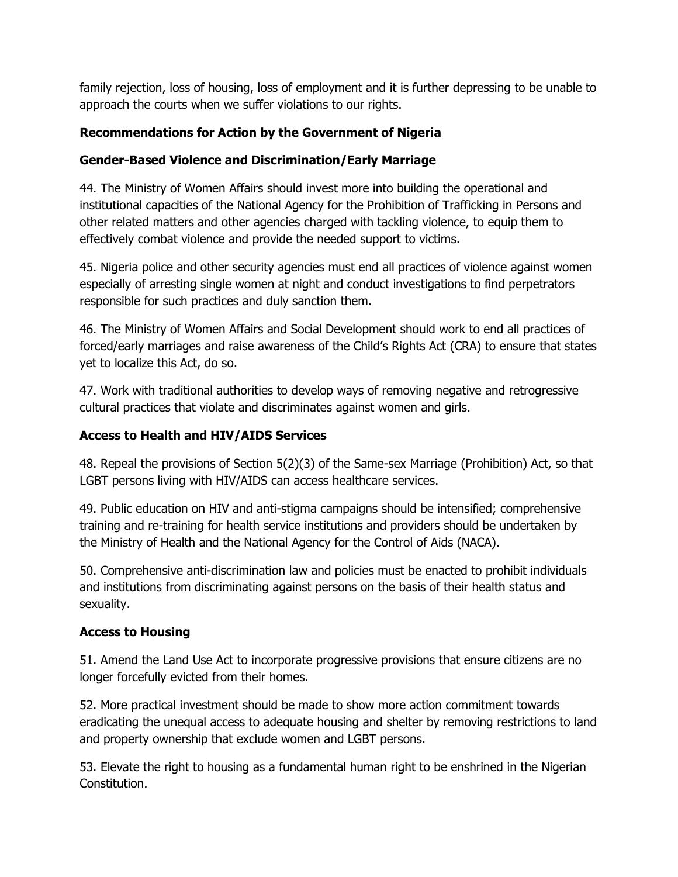family rejection, loss of housing, loss of employment and it is further depressing to be unable to approach the courts when we suffer violations to our rights.

## Recommendations for Action by the Government of Nigeria

### Gender-Based Violence and Discrimination/Early Marriage

44. The Ministry of Women Affairs should invest more into building the operational and institutional capacities of the National Agency for the Prohibition of Trafficking in Persons and other related matters and other agencies charged with tackling violence, to equip them to effectively combat violence and provide the needed support to victims.

45. Nigeria police and other security agencies must end all practices of violence against women especially of arresting single women at night and conduct investigations to find perpetrators responsible for such practices and duly sanction them.

46. The Ministry of Women Affairs and Social Development should work to end all practices of forced/early marriages and raise awareness of the Child's Rights Act (CRA) to ensure that states yet to localize this Act, do so.

47. Work with traditional authorities to develop ways of removing negative and retrogressive cultural practices that violate and discriminates against women and girls.

### Access to Health and HIV/AIDS Services

48. Repeal the provisions of Section 5(2)(3) of the Same-sex Marriage (Prohibition) Act, so that LGBT persons living with HIV/AIDS can access healthcare services.

49. Public education on HIV and anti-stigma campaigns should be intensified; comprehensive training and re-training for health service institutions and providers should be undertaken by the Ministry of Health and the National Agency for the Control of Aids (NACA).

50. Comprehensive anti-discrimination law and policies must be enacted to prohibit individuals and institutions from discriminating against persons on the basis of their health status and sexuality.

### Access to Housing

51. Amend the Land Use Act to incorporate progressive provisions that ensure citizens are no longer forcefully evicted from their homes.

52. More practical investment should be made to show more action commitment towards eradicating the unequal access to adequate housing and shelter by removing restrictions to land and property ownership that exclude women and LGBT persons.

53. Elevate the right to housing as a fundamental human right to be enshrined in the Nigerian Constitution.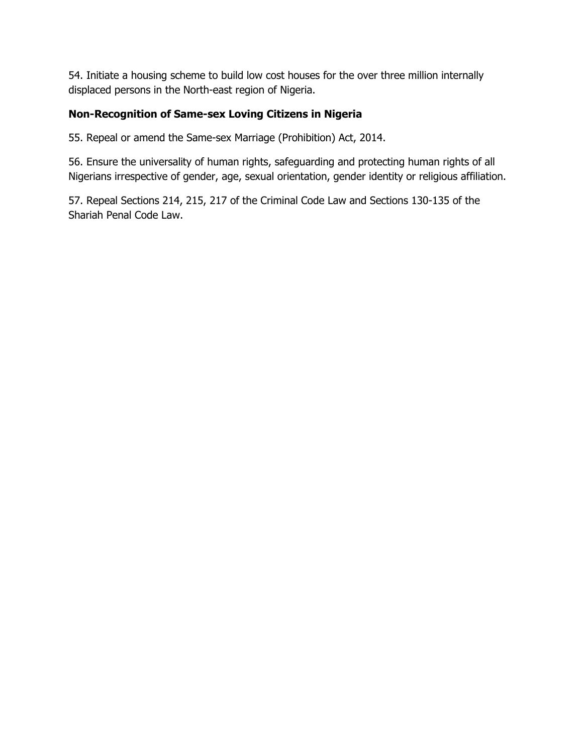54. Initiate a housing scheme to build low cost houses for the over three million internally displaced persons in the North-east region of Nigeria.

**Non-Recognition of Same-sex Loving Citizens in Nigeria**

55. Repeal or amend the Same-sex Marriage (Prohibition) Act, 2014.

56. Ensure the universality of human rights, safeguarding and protecting human rights of all Nigerians irrespective of gender, age, sexual orientation, gender identity or religious affiliation.

57. Repeal Sections 214, 215, 217 of the Criminal Code Law and Sections 130-135 of the Shariah Penal Code Law.